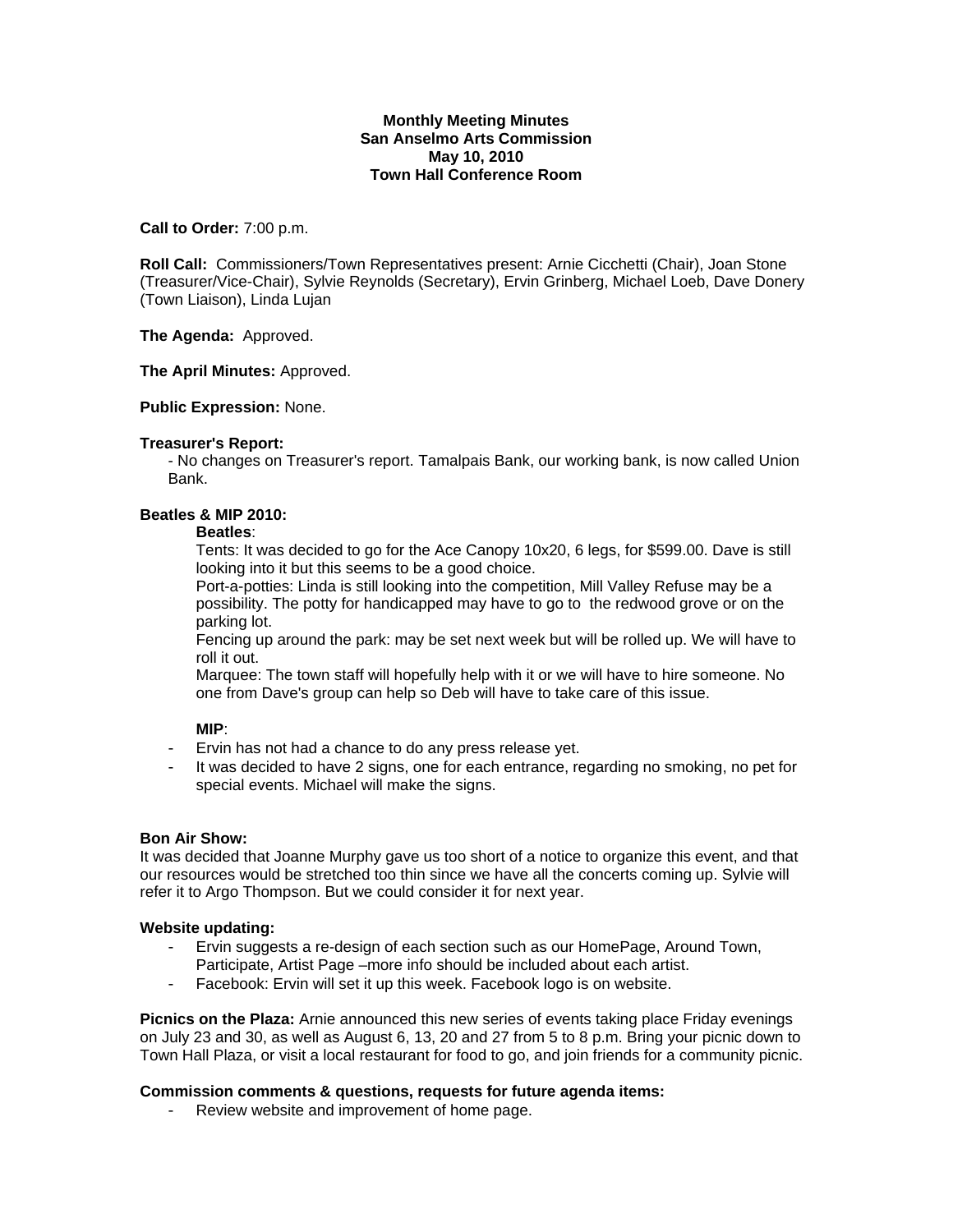**Monthly Meeting Minutes**
**San Anselmo Arts Commission**
**May 10, 2010**
**Town Hall Conference Room**

**Call to Order:** 7:00 p.m.

**Roll Call:** Commissioners/Town Representatives present: Arnie Cicchetti (Chair), Joan Stone (Treasurer/Vice-Chair), Sylvie Reynolds (Secretary), Ervin Grinberg, Michael Loeb, Dave Donery (Town Liaison), Linda Lujan

**The Agenda:** Approved.

**The April Minutes:** Approved.

**Public Expression:** None.

**Treasurer's Report:**

- No changes on Treasurer's report. Tamalpais Bank, our working bank, is now called Union Bank.

**Beatles & MIP 2010:**

**Beatles**:

Tents: It was decided to go for the Ace Canopy 10x20, 6 legs, for $599.00. Dave is still looking into it but this seems to be a good choice.

Port-a-potties: Linda is still looking into the competition, Mill Valley Refuse may be a possibility. The potty for handicapped may have to go to the redwood grove or on the parking lot.

Fencing up around the park: may be set next week but will be rolled up. We will have to roll it out.

Marquee: The town staff will hopefully help with it or we will have to hire someone. No one from Dave's group can help so Deb will have to take care of this issue.

**MIP**:

- Ervin has not had a chance to do any press release yet.
- It was decided to have 2 signs, one for each entrance, regarding no smoking, no pet for special events. Michael will make the signs.

**Bon Air Show:**

It was decided that Joanne Murphy gave us too short of a notice to organize this event, and that our resources would be stretched too thin since we have all the concerts coming up. Sylvie will refer it to Argo Thompson. But we could consider it for next year.

**Website updating:**

- Ervin suggests a re-design of each section such as our HomePage, Around Town, Participate, Artist Page –more info should be included about each artist.
- Facebook: Ervin will set it up this week. Facebook logo is on website.

**Picnics on the Plaza:** Arnie announced this new series of events taking place Friday evenings on July 23 and 30, as well as August 6, 13, 20 and 27 from 5 to 8 p.m. Bring your picnic down to Town Hall Plaza, or visit a local restaurant for food to go, and join friends for a community picnic.

**Commission comments & questions, requests for future agenda items:**

- Review website and improvement of home page.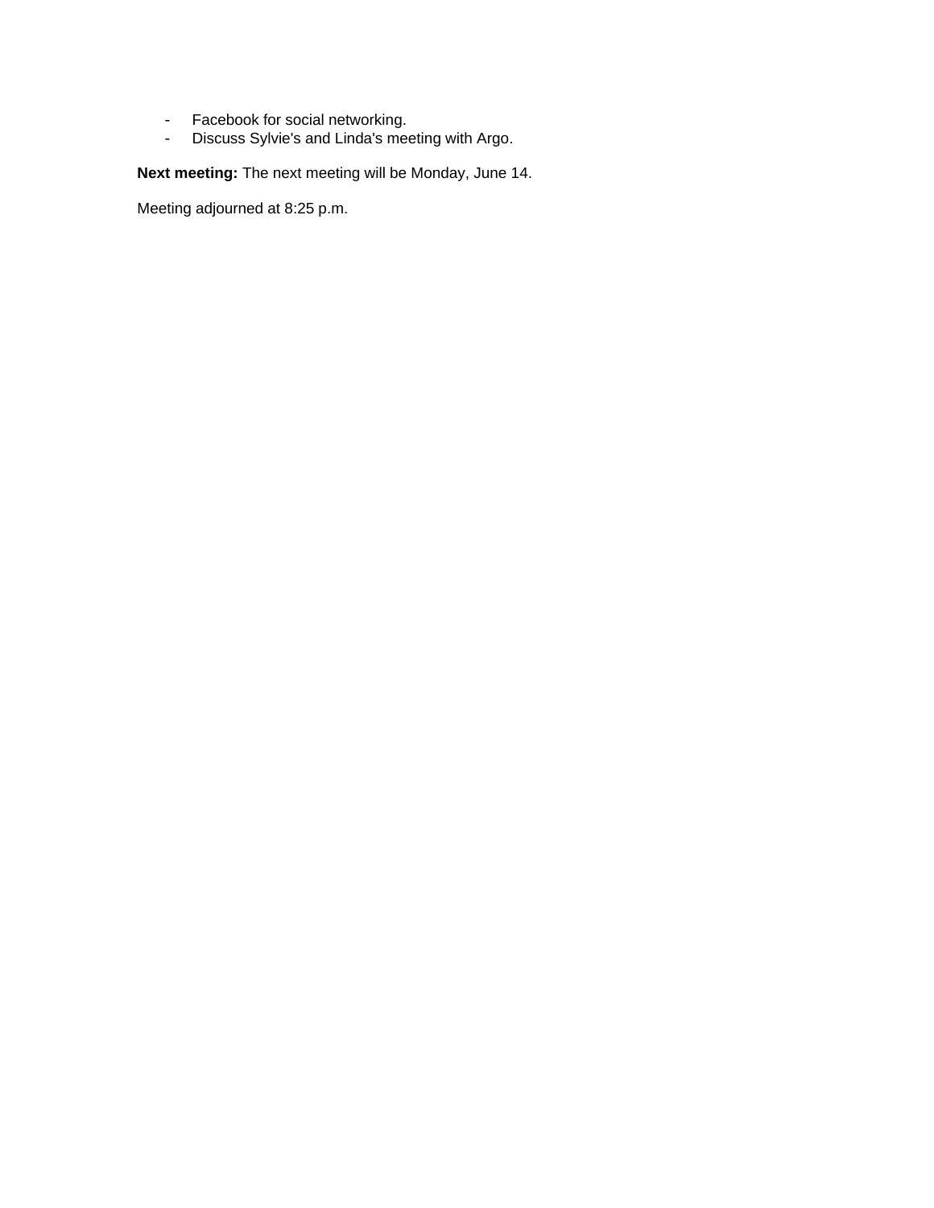- Facebook for social networking.
- Discuss Sylvie's and Linda's meeting with Argo.

**Next meeting:** The next meeting will be Monday, June 14.

Meeting adjourned at 8:25 p.m.